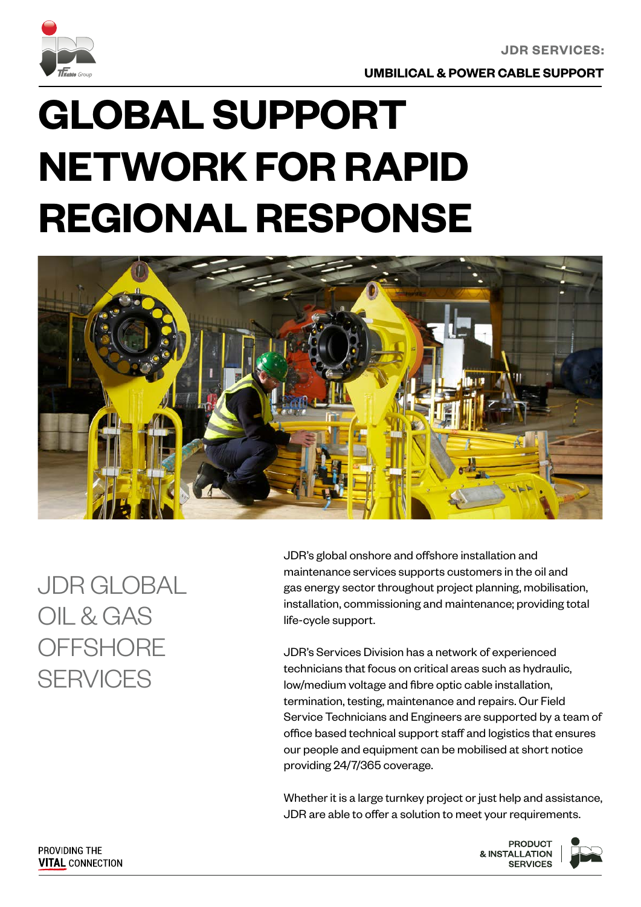JDR SERVICES:

UMBILICAL & POWER CABLE SUPPORT

# GLOBAL SUPPORT NETWORK FOR RAPID REGIONAL RESPONSE

## JDR GLOBAL OIL & GAS OFFSHORE SERVICES

JDR's global onshore and offshore installation and maintenance services supports customers in the oil and gas energy sector throughout project planning, mobilisation, installation, commissioning and maintenance; providing total life-cycle support.

JDR's Services Division has a network of experienced technicians that focus on critical areas such as hydraulic, low/medium voltage and fibre optic cable installation, termination, testing, maintenance and repairs. Our Field Service Technicians and Engineers are supported by a team of office based technical support staff and logistics that ensures our people and equipment can be mobilised at short notice providing 24/7/365 coverage.

Whether it is a large turnkey project or just help and assistance, JDR are able to offer a solution to meet your requirements.

PROVIDING THE **VITAL** CONNECTION

PRODUCT & INSTALLATION SERVICES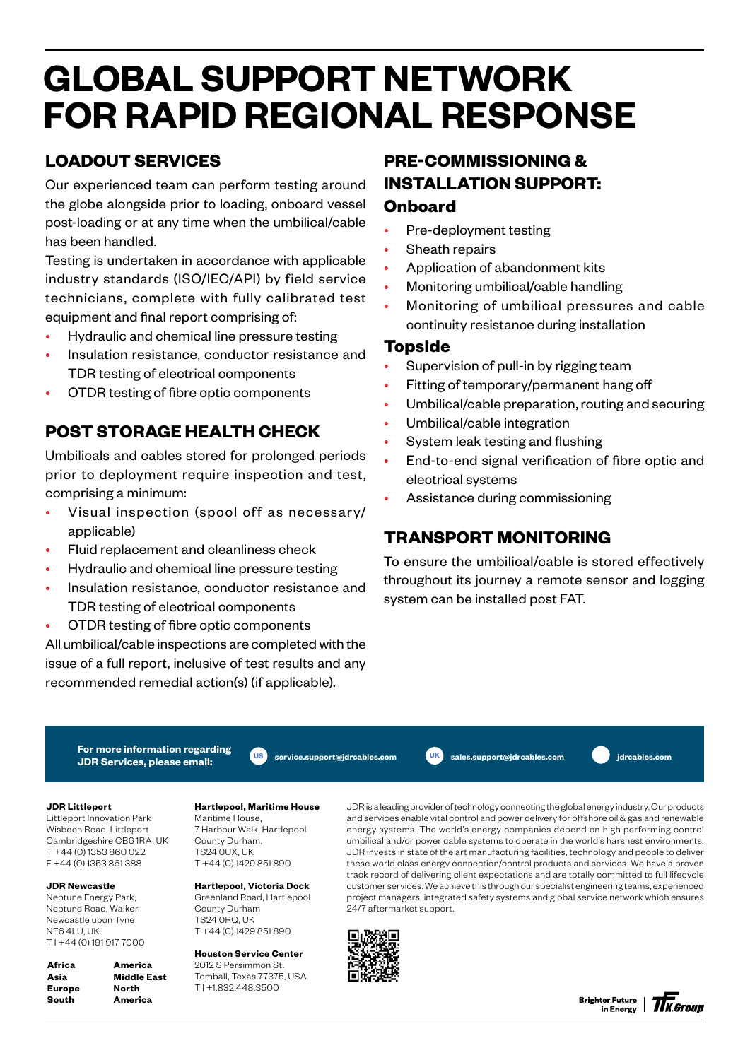# GLOBAL SUPPORT NETWORK FOR RAPID REGIONAL RESPONSE

## LOADOUT SERVICES

Our experienced team can perform testing around the globe alongside prior to loading, onboard vessel post-loading or at any time when the umbilical/cable has been handled.

Testing is undertaken in accordance with applicable industry standards (ISO/IEC/API) by field service technicians, complete with fully calibrated test equipment and final report comprising of:

- Hydraulic and chemical line pressure testing
- Insulation resistance, conductor resistance and TDR testing of electrical components
- OTDR testing of fibre optic components

## POST STORAGE HEALTH CHECK

Umbilicals and cables stored for prolonged periods prior to deployment require inspection and test, comprising a minimum:

- Visual inspection (spool off as necessary/ applicable)
- Fluid replacement and cleanliness check
- Hydraulic and chemical line pressure testing
- Insulation resistance, conductor resistance and TDR testing of electrical components
- OTDR testing of fibre optic components

All umbilical/cable inspections are completed with the issue of a full report, inclusive of test results and any recommended remedial action(s) (if applicable).

## PRE-COMMISSIONING & INSTALLATION SUPPORT:

### Onboard

- Pre-deployment testing
- Sheath repairs
- Application of abandonment kits
- Monitoring umbilical/cable handling
- Monitoring of umbilical pressures and cable continuity resistance during installation

### Topside

- Supervision of pull-in by rigging team
- Fitting of temporary/permanent hang off
- Umbilical/cable preparation, routing and securing
- Umbilical/cable integration
- System leak testing and flushing
- End-to-end signal verification of fibre optic and electrical systems
- Assistance during commissioning

## TRANSPORT MONITORING

To ensure the umbilical/cable is stored effectively throughout its journey a remote sensor and logging system can be installed post FAT.

**For more information regarding JDR Services, please email:** US service.support@jdrcables.com UK sales.support@jdrcables.com jdrcables.com

**JDR Littleport**
Littleport Innovation Park
Wisbech Road, Littleport
Cambridgeshire CB6 1RA, UK
T +44 (0) 1353 860 022
F +44 (0) 1353 861 388

**JDR Newcastle**
Neptune Energy Park,
Neptune Road, Walker
Newcastle upon Tyne
NE6 4LU, UK
T I +44 (0) 191 917 7000

**Africa**
**Asia**
**Europe**
**South America**
**Middle East**
**North America**

**Hartlepool, Maritime House**
Maritime House,
7 Harbour Walk, Hartlepool
County Durham,
TS24 0UX, UK
T +44 (0) 1429 851 890

**Hartlepool, Victoria Dock**
Greenland Road, Hartlepool
County Durham
TS24 0RQ, UK
T +44 (0) 1429 851 890

**Houston Service Center**
2012 S Persimmon St.
Tomball, Texas 77375, USA
T | +1.832.448.3500

JDR is a leading provider of technology connecting the global energy industry. Our products and services enable vital control and power delivery for offshore oil & gas and renewable energy systems. The world's energy companies depend on high performing control umbilical and/or power cable systems to operate in the world's harshest environments. JDR invests in state of the art manufacturing facilities, technology and people to deliver these world class energy connection/control products and services. We have a proven track record of delivering client expectations and are totally committed to full lifecycle customer services. We achieve this through our specialist engineering teams, experienced project managers, integrated safety systems and global service network which ensures 24/7 aftermarket support.

Brighter Future in Energy | TFK.Group